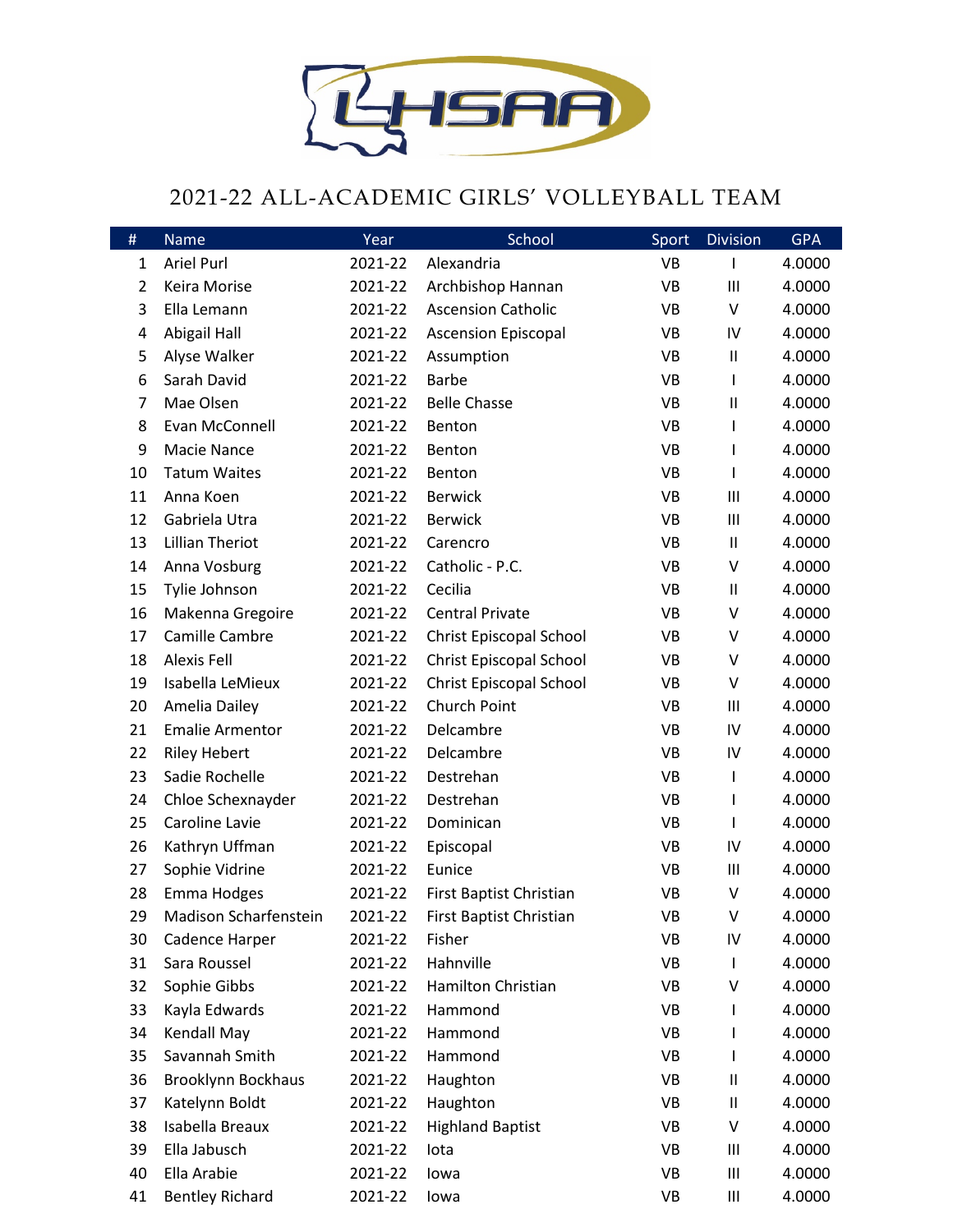## 2021-22 ALL-ACADEMIC GIRLS' VOLLEYBALL TEAM

| # | Name | Year | School | Sport | Division | GPA |
|---|---|---|---|---|---|---|
| 1 | Ariel Purl | 2021-22 | Alexandria | VB | I | 4.0000 |
| 2 | Keira Morise | 2021-22 | Archbishop Hannan | VB | III | 4.0000 |
| 3 | Ella Lemann | 2021-22 | Ascension Catholic | VB | V | 4.0000 |
| 4 | Abigail Hall | 2021-22 | Ascension Episcopal | VB | IV | 4.0000 |
| 5 | Alyse Walker | 2021-22 | Assumption | VB | II | 4.0000 |
| 6 | Sarah David | 2021-22 | Barbe | VB | I | 4.0000 |
| 7 | Mae Olsen | 2021-22 | Belle Chasse | VB | II | 4.0000 |
| 8 | Evan McConnell | 2021-22 | Benton | VB | I | 4.0000 |
| 9 | Macie Nance | 2021-22 | Benton | VB | I | 4.0000 |
| 10 | Tatum Waites | 2021-22 | Benton | VB | I | 4.0000 |
| 11 | Anna Koen | 2021-22 | Berwick | VB | III | 4.0000 |
| 12 | Gabriela Utra | 2021-22 | Berwick | VB | III | 4.0000 |
| 13 | Lillian Theriot | 2021-22 | Carencro | VB | II | 4.0000 |
| 14 | Anna Vosburg | 2021-22 | Catholic - P.C. | VB | V | 4.0000 |
| 15 | Tylie Johnson | 2021-22 | Cecilia | VB | II | 4.0000 |
| 16 | Makenna Gregoire | 2021-22 | Central Private | VB | V | 4.0000 |
| 17 | Camille Cambre | 2021-22 | Christ Episcopal School | VB | V | 4.0000 |
| 18 | Alexis Fell | 2021-22 | Christ Episcopal School | VB | V | 4.0000 |
| 19 | Isabella LeMieux | 2021-22 | Christ Episcopal School | VB | V | 4.0000 |
| 20 | Amelia Dailey | 2021-22 | Church Point | VB | III | 4.0000 |
| 21 | Emalie Armentor | 2021-22 | Delcambre | VB | IV | 4.0000 |
| 22 | Riley Hebert | 2021-22 | Delcambre | VB | IV | 4.0000 |
| 23 | Sadie Rochelle | 2021-22 | Destrehan | VB | I | 4.0000 |
| 24 | Chloe Schexnayder | 2021-22 | Destrehan | VB | I | 4.0000 |
| 25 | Caroline Lavie | 2021-22 | Dominican | VB | I | 4.0000 |
| 26 | Kathryn Uffman | 2021-22 | Episcopal | VB | IV | 4.0000 |
| 27 | Sophie Vidrine | 2021-22 | Eunice | VB | III | 4.0000 |
| 28 | Emma Hodges | 2021-22 | First Baptist Christian | VB | V | 4.0000 |
| 29 | Madison Scharfenstein | 2021-22 | First Baptist Christian | VB | V | 4.0000 |
| 30 | Cadence Harper | 2021-22 | Fisher | VB | IV | 4.0000 |
| 31 | Sara Roussel | 2021-22 | Hahnville | VB | I | 4.0000 |
| 32 | Sophie Gibbs | 2021-22 | Hamilton Christian | VB | V | 4.0000 |
| 33 | Kayla Edwards | 2021-22 | Hammond | VB | I | 4.0000 |
| 34 | Kendall May | 2021-22 | Hammond | VB | I | 4.0000 |
| 35 | Savannah Smith | 2021-22 | Hammond | VB | I | 4.0000 |
| 36 | Brooklynn Bockhaus | 2021-22 | Haughton | VB | II | 4.0000 |
| 37 | Katelynn Boldt | 2021-22 | Haughton | VB | II | 4.0000 |
| 38 | Isabella Breaux | 2021-22 | Highland Baptist | VB | V | 4.0000 |
| 39 | Ella Jabusch | 2021-22 | Iota | VB | III | 4.0000 |
| 40 | Ella Arabie | 2021-22 | Iowa | VB | III | 4.0000 |
| 41 | Bentley Richard | 2021-22 | Iowa | VB | III | 4.0000 |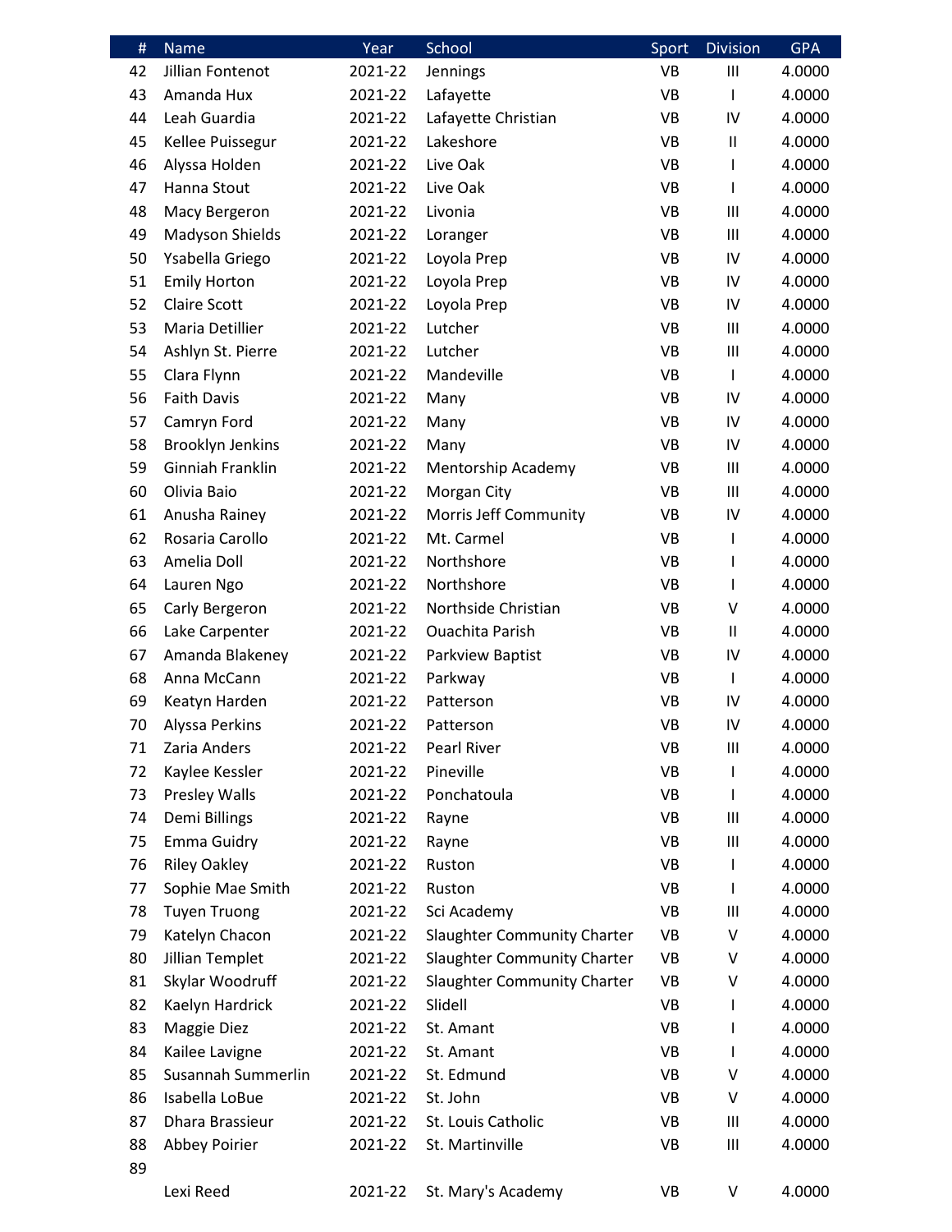| # | Name | Year | School | Sport | Division | GPA |
|---|---|---|---|---|---|---|
| 42 | Jillian Fontenot | 2021-22 | Jennings | VB | III | 4.0000 |
| 43 | Amanda Hux | 2021-22 | Lafayette | VB | I | 4.0000 |
| 44 | Leah Guardia | 2021-22 | Lafayette Christian | VB | IV | 4.0000 |
| 45 | Kellee Puissegur | 2021-22 | Lakeshore | VB | II | 4.0000 |
| 46 | Alyssa Holden | 2021-22 | Live Oak | VB | I | 4.0000 |
| 47 | Hanna Stout | 2021-22 | Live Oak | VB | I | 4.0000 |
| 48 | Macy Bergeron | 2021-22 | Livonia | VB | III | 4.0000 |
| 49 | Madyson Shields | 2021-22 | Loranger | VB | III | 4.0000 |
| 50 | Ysabella Griego | 2021-22 | Loyola Prep | VB | IV | 4.0000 |
| 51 | Emily Horton | 2021-22 | Loyola Prep | VB | IV | 4.0000 |
| 52 | Claire Scott | 2021-22 | Loyola Prep | VB | IV | 4.0000 |
| 53 | Maria Detillier | 2021-22 | Lutcher | VB | III | 4.0000 |
| 54 | Ashlyn St. Pierre | 2021-22 | Lutcher | VB | III | 4.0000 |
| 55 | Clara Flynn | 2021-22 | Mandeville | VB | I | 4.0000 |
| 56 | Faith Davis | 2021-22 | Many | VB | IV | 4.0000 |
| 57 | Camryn Ford | 2021-22 | Many | VB | IV | 4.0000 |
| 58 | Brooklyn Jenkins | 2021-22 | Many | VB | IV | 4.0000 |
| 59 | Ginniah Franklin | 2021-22 | Mentorship Academy | VB | III | 4.0000 |
| 60 | Olivia Baio | 2021-22 | Morgan City | VB | III | 4.0000 |
| 61 | Anusha Rainey | 2021-22 | Morris Jeff Community | VB | IV | 4.0000 |
| 62 | Rosaria Carollo | 2021-22 | Mt. Carmel | VB | I | 4.0000 |
| 63 | Amelia Doll | 2021-22 | Northshore | VB | I | 4.0000 |
| 64 | Lauren Ngo | 2021-22 | Northshore | VB | I | 4.0000 |
| 65 | Carly Bergeron | 2021-22 | Northside Christian | VB | V | 4.0000 |
| 66 | Lake Carpenter | 2021-22 | Ouachita Parish | VB | II | 4.0000 |
| 67 | Amanda Blakeney | 2021-22 | Parkview Baptist | VB | IV | 4.0000 |
| 68 | Anna McCann | 2021-22 | Parkway | VB | I | 4.0000 |
| 69 | Keatyn Harden | 2021-22 | Patterson | VB | IV | 4.0000 |
| 70 | Alyssa Perkins | 2021-22 | Patterson | VB | IV | 4.0000 |
| 71 | Zaria Anders | 2021-22 | Pearl River | VB | III | 4.0000 |
| 72 | Kaylee Kessler | 2021-22 | Pineville | VB | I | 4.0000 |
| 73 | Presley Walls | 2021-22 | Ponchatoula | VB | I | 4.0000 |
| 74 | Demi Billings | 2021-22 | Rayne | VB | III | 4.0000 |
| 75 | Emma Guidry | 2021-22 | Rayne | VB | III | 4.0000 |
| 76 | Riley Oakley | 2021-22 | Ruston | VB | I | 4.0000 |
| 77 | Sophie Mae Smith | 2021-22 | Ruston | VB | I | 4.0000 |
| 78 | Tuyen Truong | 2021-22 | Sci Academy | VB | III | 4.0000 |
| 79 | Katelyn Chacon | 2021-22 | Slaughter Community Charter | VB | V | 4.0000 |
| 80 | Jillian Templet | 2021-22 | Slaughter Community Charter | VB | V | 4.0000 |
| 81 | Skylar Woodruff | 2021-22 | Slaughter Community Charter | VB | V | 4.0000 |
| 82 | Kaelyn Hardrick | 2021-22 | Slidell | VB | I | 4.0000 |
| 83 | Maggie Diez | 2021-22 | St. Amant | VB | I | 4.0000 |
| 84 | Kailee Lavigne | 2021-22 | St. Amant | VB | I | 4.0000 |
| 85 | Susannah Summerlin | 2021-22 | St. Edmund | VB | V | 4.0000 |
| 86 | Isabella LoBue | 2021-22 | St. John | VB | V | 4.0000 |
| 87 | Dhara Brassieur | 2021-22 | St. Louis Catholic | VB | III | 4.0000 |
| 88 | Abbey Poirier | 2021-22 | St. Martinville | VB | III | 4.0000 |
| 89 | Lexi Reed | 2021-22 | St. Mary's Academy | VB | V | 4.0000 |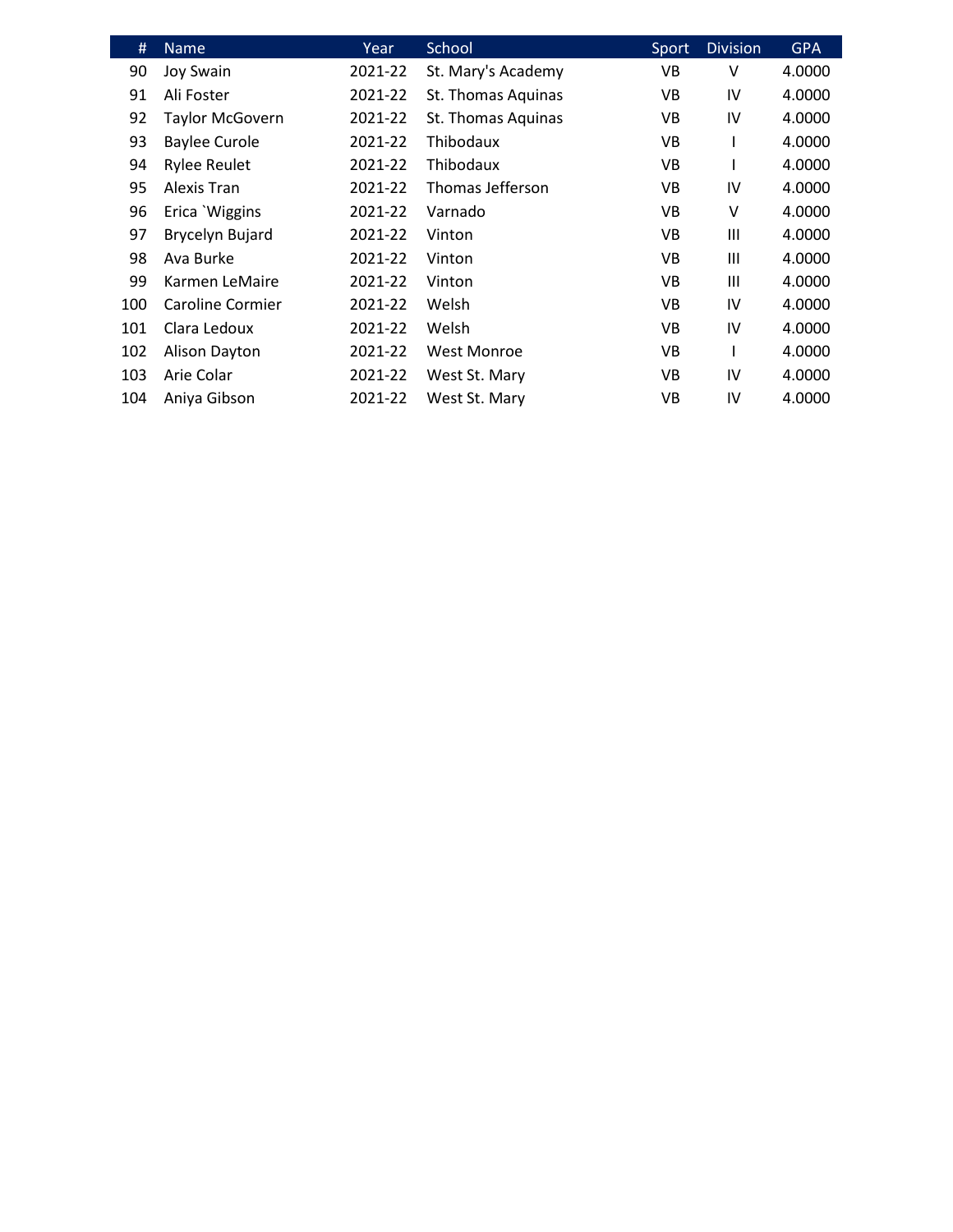| # | Name | Year | School | Sport | Division | GPA |
|---|---|---|---|---|---|---|
| 90 | Joy Swain | 2021-22 | St. Mary's Academy | VB | V | 4.0000 |
| 91 | Ali Foster | 2021-22 | St. Thomas Aquinas | VB | IV | 4.0000 |
| 92 | Taylor McGovern | 2021-22 | St. Thomas Aquinas | VB | IV | 4.0000 |
| 93 | Baylee Curole | 2021-22 | Thibodaux | VB | I | 4.0000 |
| 94 | Rylee Reulet | 2021-22 | Thibodaux | VB | I | 4.0000 |
| 95 | Alexis Tran | 2021-22 | Thomas Jefferson | VB | IV | 4.0000 |
| 96 | Erica `Wiggins | 2021-22 | Varnado | VB | V | 4.0000 |
| 97 | Brycelyn Bujard | 2021-22 | Vinton | VB | III | 4.0000 |
| 98 | Ava Burke | 2021-22 | Vinton | VB | III | 4.0000 |
| 99 | Karmen LeMaire | 2021-22 | Vinton | VB | III | 4.0000 |
| 100 | Caroline Cormier | 2021-22 | Welsh | VB | IV | 4.0000 |
| 101 | Clara Ledoux | 2021-22 | Welsh | VB | IV | 4.0000 |
| 102 | Alison Dayton | 2021-22 | West Monroe | VB | I | 4.0000 |
| 103 | Arie Colar | 2021-22 | West St. Mary | VB | IV | 4.0000 |
| 104 | Aniya Gibson | 2021-22 | West St. Mary | VB | IV | 4.0000 |